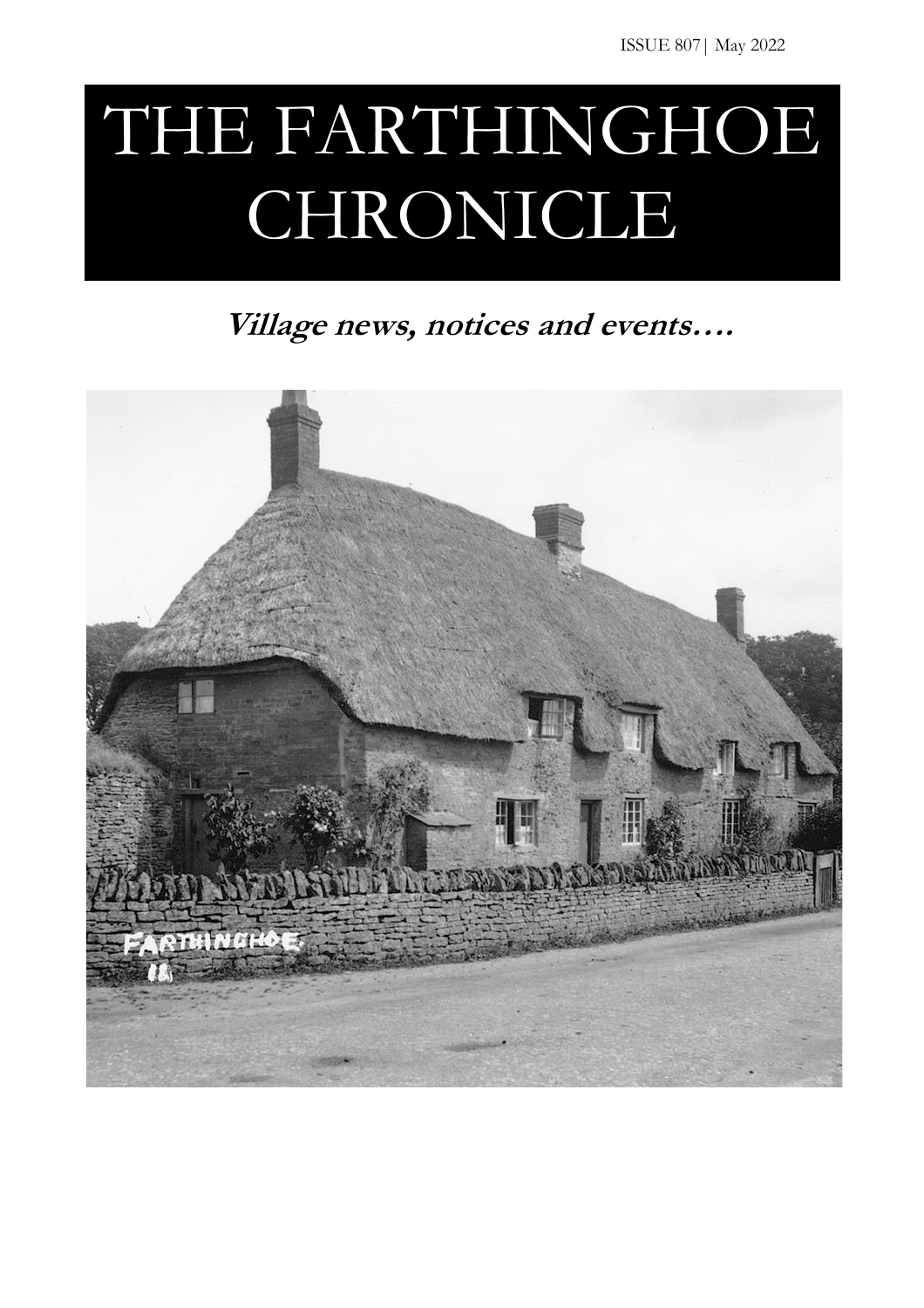ISSUE 807 | May 2022

# THE FARTHINGHOE CHRONICLE

**Village news, notices and events….**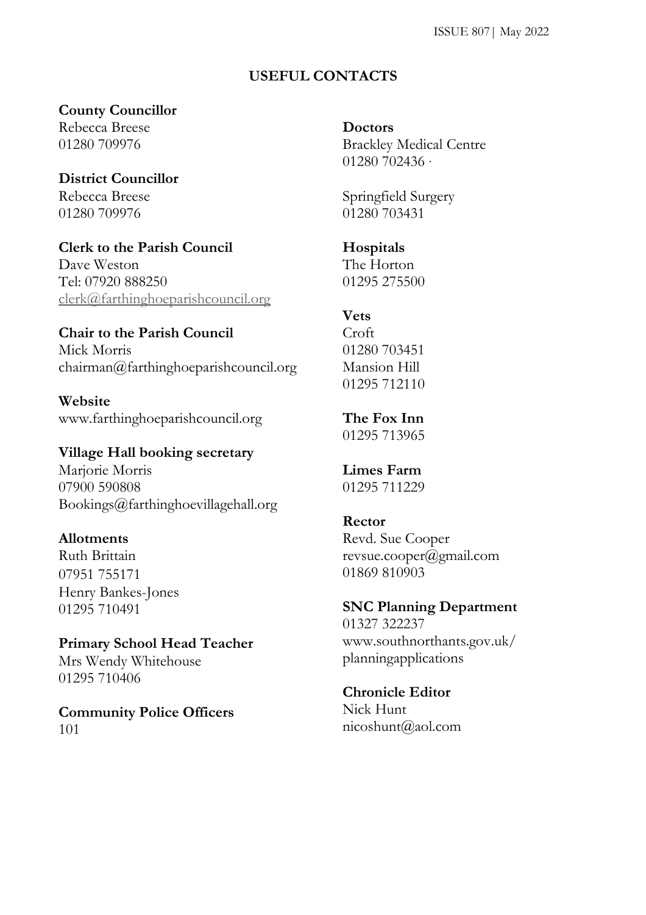## USEFUL CONTACTS

**County Councillor**
Rebecca Breese
01280 709976

**District Councillor**
Rebecca Breese
01280 709976

**Clerk to the Parish Council**
Dave Weston
Tel: 07920 888250
clerk@farthinghoeparishcouncil.org

**Chair to the Parish Council**
Mick Morris
chairman@farthinghoeparishcouncil.org

**Website**
www.farthinghoeparishcouncil.org

**Village Hall booking secretary**
Marjorie Morris
07900 590808
Bookings@farthinghoevillagehall.org

**Allotments**
Ruth Brittain
07951 755171
Henry Bankes-Jones
01295 710491

**Primary School Head Teacher**
Mrs Wendy Whitehouse
01295 710406

**Community Police Officers**
101

**Doctors**
Brackley Medical Centre
01280 702436 ·

Springfield Surgery
01280 703431

**Hospitals**
The Horton
01295 275500

**Vets**
Croft
01280 703451
Mansion Hill
01295 712110

**The Fox Inn**
01295 713965

**Limes Farm**
01295 711229

**Rector**
Revd. Sue Cooper
revsue.cooper@gmail.com
01869 810903

**SNC Planning Department**
01327 322237
www.southnorthants.gov.uk/planningapplications

**Chronicle Editor**
Nick Hunt
nicoshunt@aol.com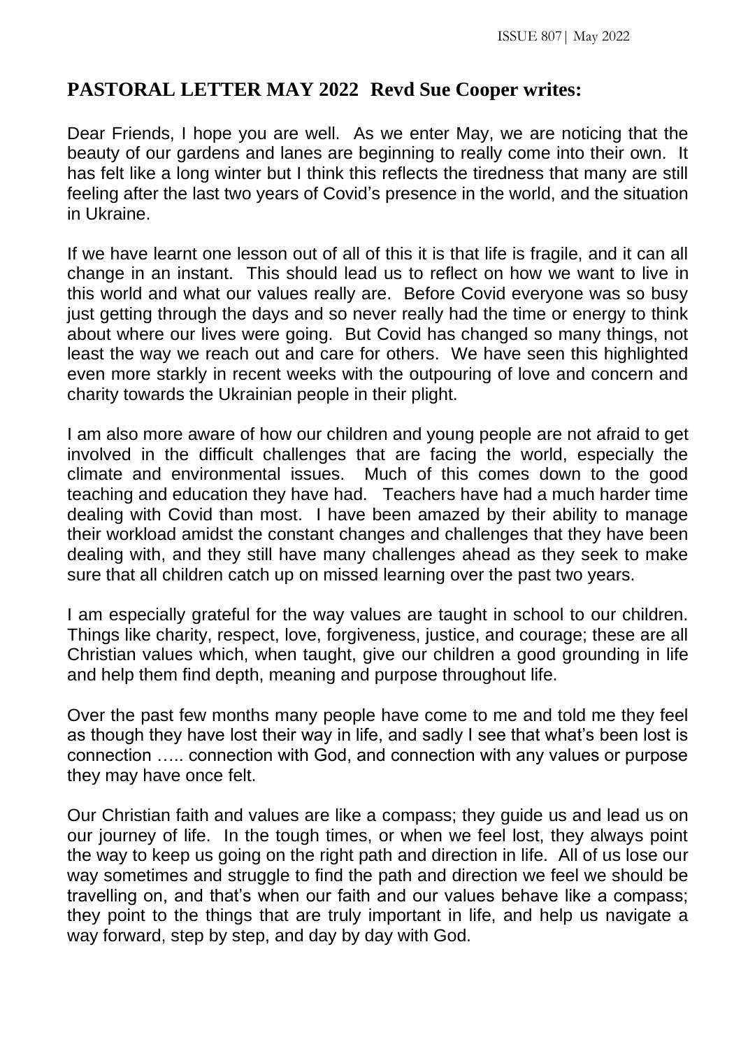## PASTORAL LETTER MAY 2022 Revd Sue Cooper writes:

Dear Friends, I hope you are well. As we enter May, we are noticing that the beauty of our gardens and lanes are beginning to really come into their own. It has felt like a long winter but I think this reflects the tiredness that many are still feeling after the last two years of Covid's presence in the world, and the situation in Ukraine.

If we have learnt one lesson out of all of this it is that life is fragile, and it can all change in an instant. This should lead us to reflect on how we want to live in this world and what our values really are. Before Covid everyone was so busy just getting through the days and so never really had the time or energy to think about where our lives were going. But Covid has changed so many things, not least the way we reach out and care for others. We have seen this highlighted even more starkly in recent weeks with the outpouring of love and concern and charity towards the Ukrainian people in their plight.

I am also more aware of how our children and young people are not afraid to get involved in the difficult challenges that are facing the world, especially the climate and environmental issues. Much of this comes down to the good teaching and education they have had. Teachers have had a much harder time dealing with Covid than most. I have been amazed by their ability to manage their workload amidst the constant changes and challenges that they have been dealing with, and they still have many challenges ahead as they seek to make sure that all children catch up on missed learning over the past two years.

I am especially grateful for the way values are taught in school to our children. Things like charity, respect, love, forgiveness, justice, and courage; these are all Christian values which, when taught, give our children a good grounding in life and help them find depth, meaning and purpose throughout life.

Over the past few months many people have come to me and told me they feel as though they have lost their way in life, and sadly I see that what's been lost is connection ….. connection with God, and connection with any values or purpose they may have once felt.

Our Christian faith and values are like a compass; they guide us and lead us on our journey of life. In the tough times, or when we feel lost, they always point the way to keep us going on the right path and direction in life. All of us lose our way sometimes and struggle to find the path and direction we feel we should be travelling on, and that's when our faith and our values behave like a compass; they point to the things that are truly important in life, and help us navigate a way forward, step by step, and day by day with God.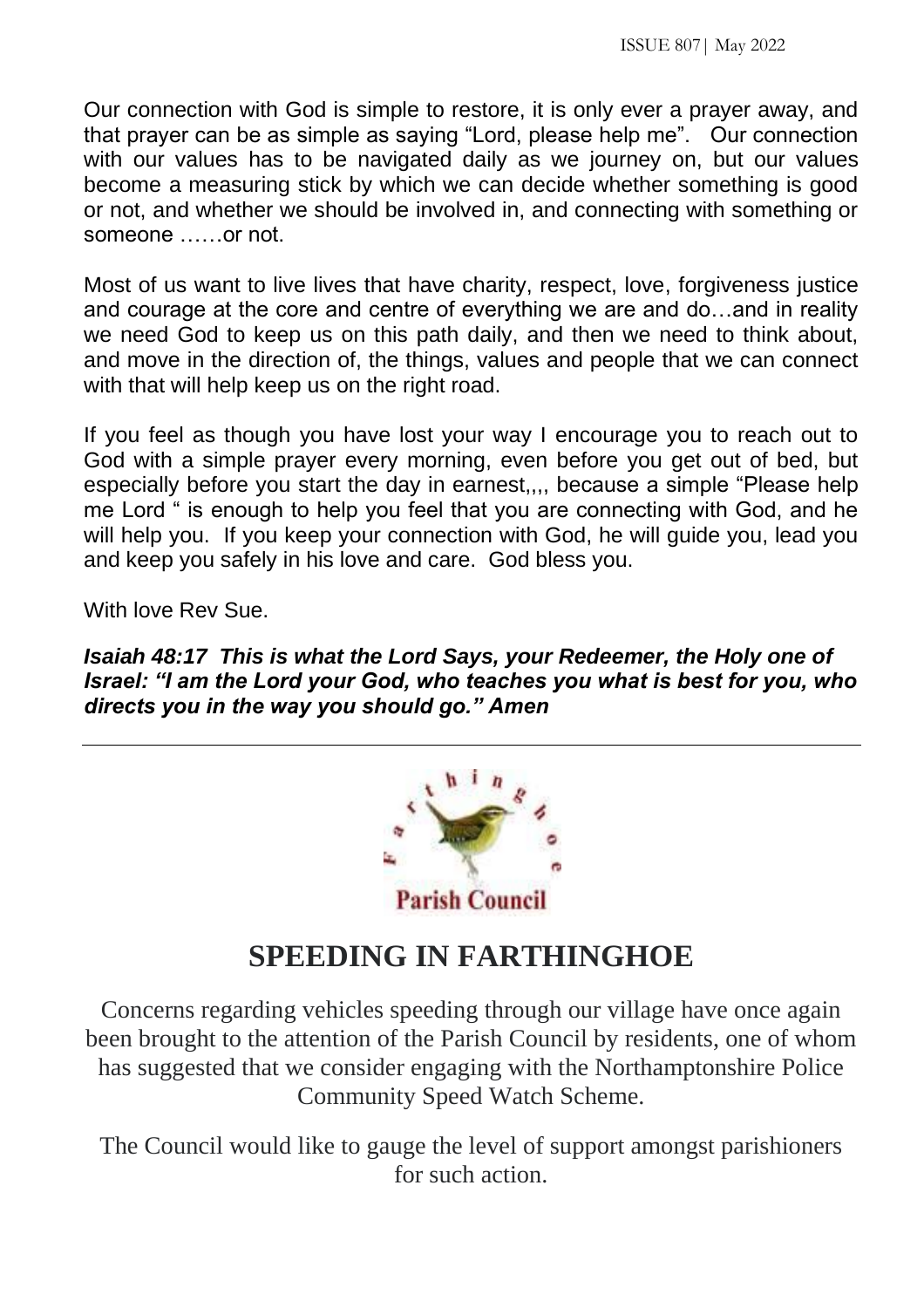Our connection with God is simple to restore, it is only ever a prayer away, and that prayer can be as simple as saying "Lord, please help me". Our connection with our values has to be navigated daily as we journey on, but our values become a measuring stick by which we can decide whether something is good or not, and whether we should be involved in, and connecting with something or someone ……or not.

Most of us want to live lives that have charity, respect, love, forgiveness justice and courage at the core and centre of everything we are and do…and in reality we need God to keep us on this path daily, and then we need to think about, and move in the direction of, the things, values and people that we can connect with that will help keep us on the right road.

If you feel as though you have lost your way I encourage you to reach out to God with a simple prayer every morning, even before you get out of bed, but especially before you start the day in earnest,,,, because a simple "Please help me Lord " is enough to help you feel that you are connecting with God, and he will help you. If you keep your connection with God, he will guide you, lead you and keep you safely in his love and care. God bless you.

With love Rev Sue.

***Isaiah 48:17 This is what the Lord Says, your Redeemer, the Holy one of Israel: "I am the Lord your God, who teaches you what is best for you, who directs you in the way you should go." Amen***

---

Farthinghoe

Parish Council

# SPEEDING IN FARTHINGHOE

Concerns regarding vehicles speeding through our village have once again been brought to the attention of the Parish Council by residents, one of whom has suggested that we consider engaging with the Northamptonshire Police Community Speed Watch Scheme.

The Council would like to gauge the level of support amongst parishioners for such action.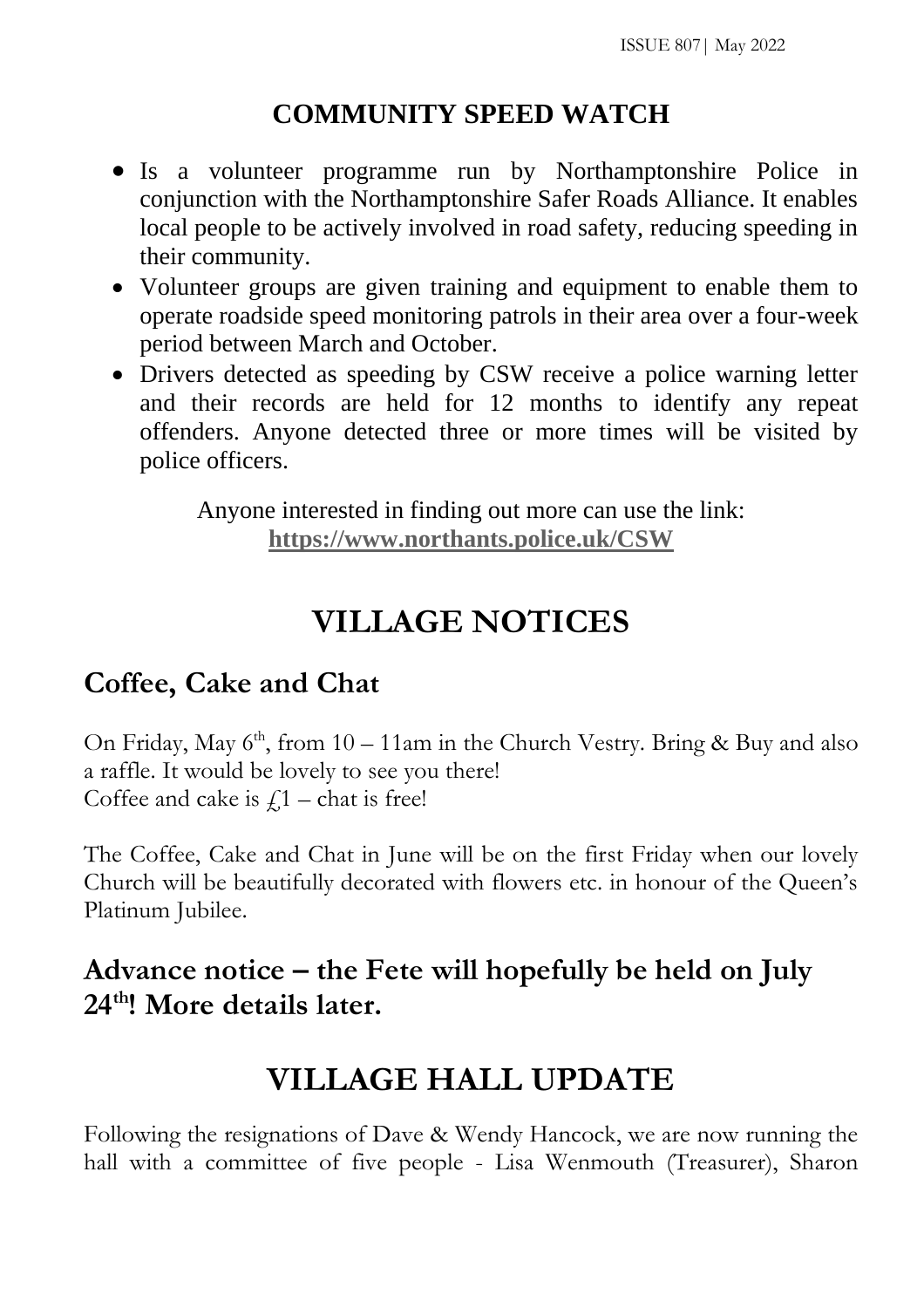## COMMUNITY SPEED WATCH

- Is a volunteer programme run by Northamptonshire Police in conjunction with the Northamptonshire Safer Roads Alliance. It enables local people to be actively involved in road safety, reducing speeding in their community.
- Volunteer groups are given training and equipment to enable them to operate roadside speed monitoring patrols in their area over a four-week period between March and October.
- Drivers detected as speeding by CSW receive a police warning letter and their records are held for 12 months to identify any repeat offenders. Anyone detected three or more times will be visited by police officers.

Anyone interested in finding out more can use the link:
**https://www.northants.police.uk/CSW**

# VILLAGE NOTICES

## Coffee, Cake and Chat

On Friday, May 6th, from 10 – 11am in the Church Vestry. Bring & Buy and also a raffle. It would be lovely to see you there!
Coffee and cake is £1 – chat is free!

The Coffee, Cake and Chat in June will be on the first Friday when our lovely Church will be beautifully decorated with flowers etc. in honour of the Queen's Platinum Jubilee.

## Advance notice – the Fete will hopefully be held on July 24th! More details later.

# VILLAGE HALL UPDATE

Following the resignations of Dave & Wendy Hancock, we are now running the hall with a committee of five people - Lisa Wenmouth (Treasurer), Sharon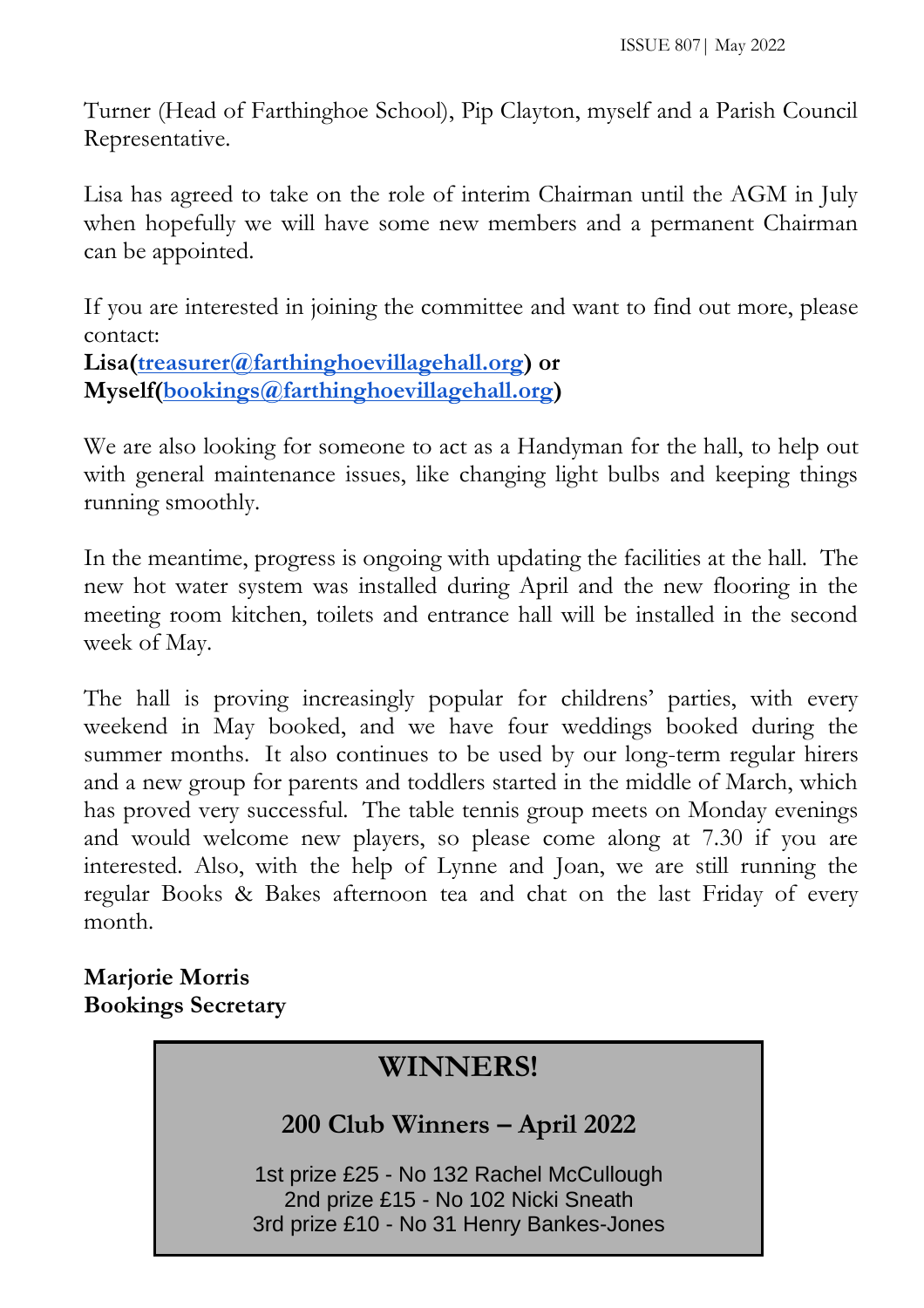Turner (Head of Farthinghoe School), Pip Clayton, myself and a Parish Council Representative.

Lisa has agreed to take on the role of interim Chairman until the AGM in July when hopefully we will have some new members and a permanent Chairman can be appointed.

If you are interested in joining the committee and want to find out more, please contact:
**Lisa(treasurer@farthinghoevillagehall.org) or Myself(bookings@farthinghoevillagehall.org)**

We are also looking for someone to act as a Handyman for the hall, to help out with general maintenance issues, like changing light bulbs and keeping things running smoothly.

In the meantime, progress is ongoing with updating the facilities at the hall. The new hot water system was installed during April and the new flooring in the meeting room kitchen, toilets and entrance hall will be installed in the second week of May.

The hall is proving increasingly popular for childrens' parties, with every weekend in May booked, and we have four weddings booked during the summer months. It also continues to be used by our long-term regular hirers and a new group for parents and toddlers started in the middle of March, which has proved very successful. The table tennis group meets on Monday evenings and would welcome new players, so please come along at 7.30 if you are interested. Also, with the help of Lynne and Joan, we are still running the regular Books & Bakes afternoon tea and chat on the last Friday of every month.

**Marjorie Morris**
**Bookings Secretary**

# WINNERS!

## 200 Club Winners – April 2022

1st prize £25 - No 132 Rachel McCullough
2nd prize £15 - No 102 Nicki Sneath
3rd prize £10 - No 31 Henry Bankes-Jones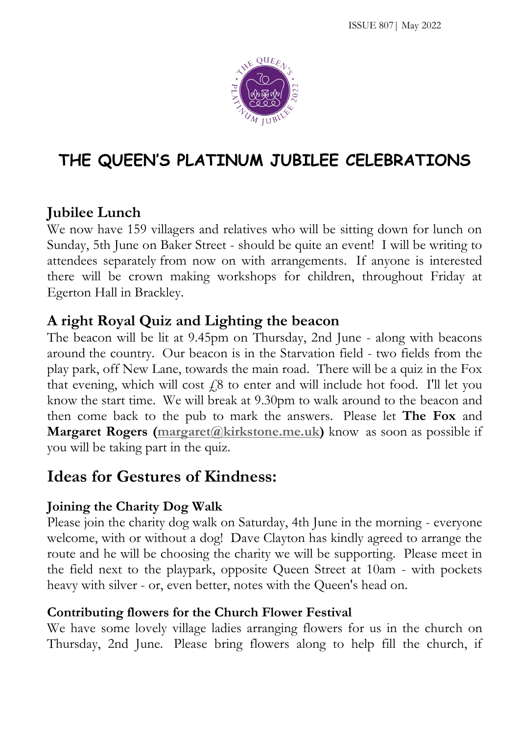# THE QUEEN'S PLATINUM JUBILEE CELEBRATIONS

### Jubilee Lunch

We now have 159 villagers and relatives who will be sitting down for lunch on Sunday, 5th June on Baker Street - should be quite an event! I will be writing to attendees separately from now on with arrangements. If anyone is interested there will be crown making workshops for children, throughout Friday at Egerton Hall in Brackley.

### A right Royal Quiz and Lighting the beacon

The beacon will be lit at 9.45pm on Thursday, 2nd June - along with beacons around the country. Our beacon is in the Starvation field - two fields from the play park, off New Lane, towards the main road. There will be a quiz in the Fox that evening, which will cost £8 to enter and will include hot food. I'll let you know the start time. We will break at 9.30pm to walk around to the beacon and then come back to the pub to mark the answers. Please let **The Fox** and **Margaret Rogers (margaret@kirkstone.me.uk)** know as soon as possible if you will be taking part in the quiz.

## Ideas for Gestures of Kindness:

#### Joining the Charity Dog Walk

Please join the charity dog walk on Saturday, 4th June in the morning - everyone welcome, with or without a dog! Dave Clayton has kindly agreed to arrange the route and he will be choosing the charity we will be supporting. Please meet in the field next to the playpark, opposite Queen Street at 10am - with pockets heavy with silver - or, even better, notes with the Queen's head on.

#### Contributing flowers for the Church Flower Festival

We have some lovely village ladies arranging flowers for us in the church on Thursday, 2nd June. Please bring flowers along to help fill the church, if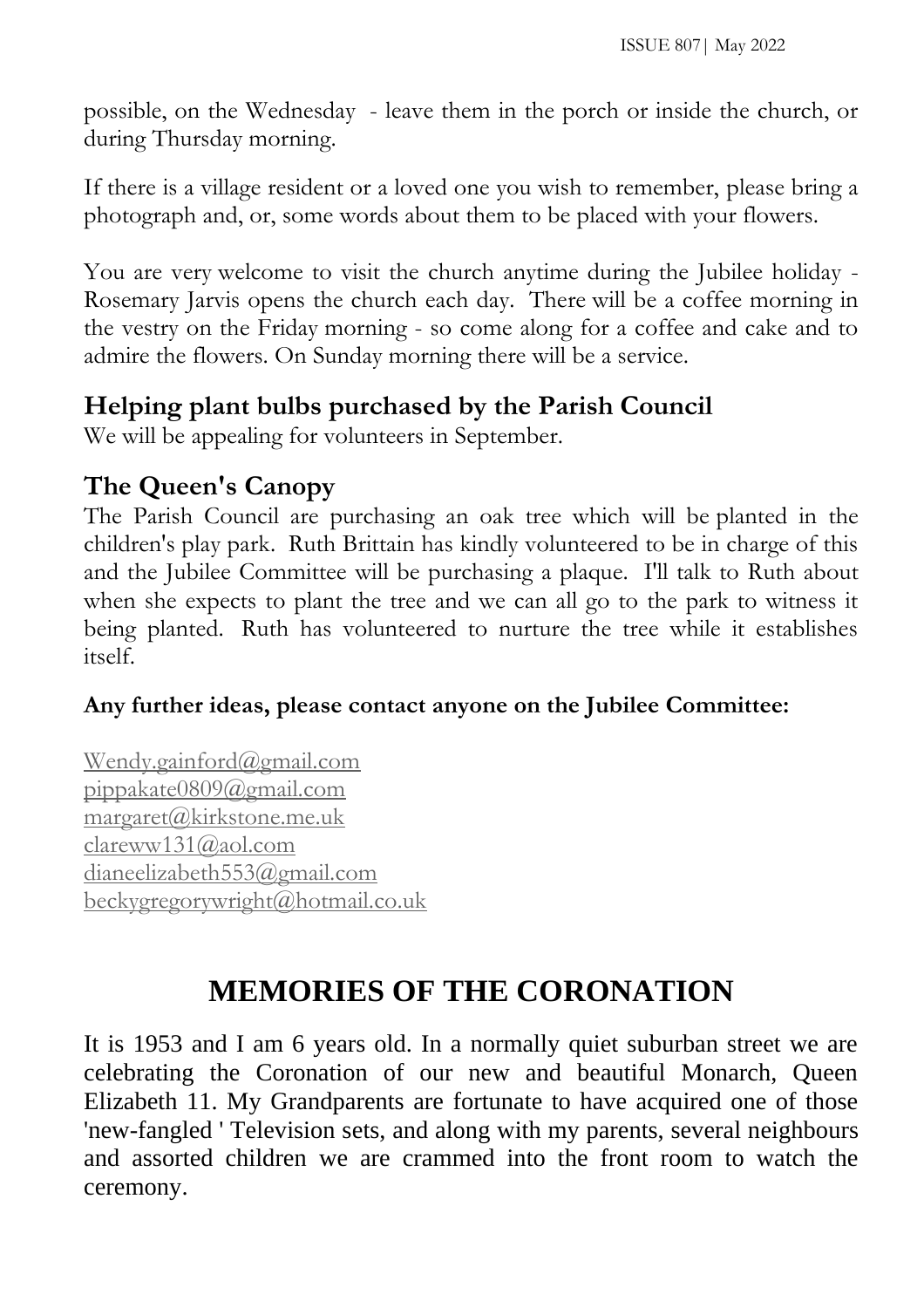possible, on the Wednesday - leave them in the porch or inside the church, or during Thursday morning.

If there is a village resident or a loved one you wish to remember, please bring a photograph and, or, some words about them to be placed with your flowers.

You are very welcome to visit the church anytime during the Jubilee holiday - Rosemary Jarvis opens the church each day. There will be a coffee morning in the vestry on the Friday morning - so come along for a coffee and cake and to admire the flowers. On Sunday morning there will be a service.

### Helping plant bulbs purchased by the Parish Council

We will be appealing for volunteers in September.

### The Queen's Canopy

The Parish Council are purchasing an oak tree which will be planted in the children's play park. Ruth Brittain has kindly volunteered to be in charge of this and the Jubilee Committee will be purchasing a plaque. I'll talk to Ruth about when she expects to plant the tree and we can all go to the park to witness it being planted. Ruth has volunteered to nurture the tree while it establishes itself.

**Any further ideas, please contact anyone on the Jubilee Committee:**

Wendy.gainford@gmail.com
pippakate0809@gmail.com
margaret@kirkstone.me.uk
clareww131@aol.com
dianeelizabeth553@gmail.com
beckygregorywright@hotmail.co.uk

## MEMORIES OF THE CORONATION

It is 1953 and I am 6 years old. In a normally quiet suburban street we are celebrating the Coronation of our new and beautiful Monarch, Queen Elizabeth 11. My Grandparents are fortunate to have acquired one of those 'new-fangled ' Television sets, and along with my parents, several neighbours and assorted children we are crammed into the front room to watch the ceremony.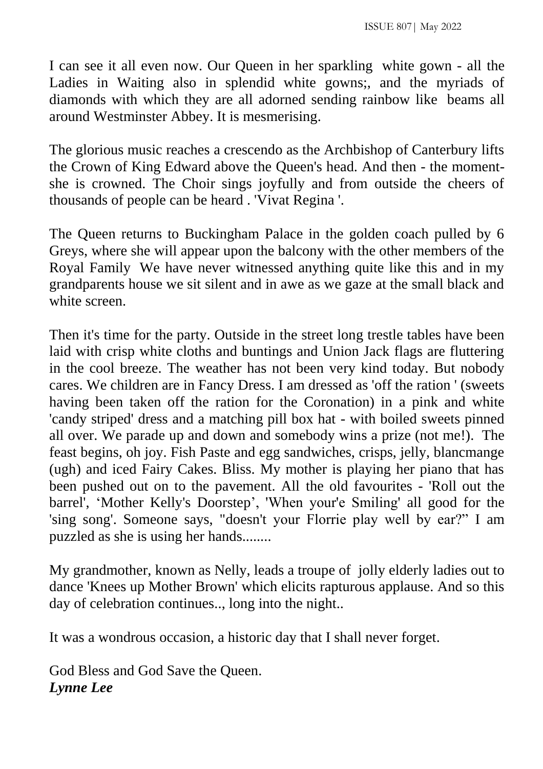I can see it all even now. Our Queen in her sparkling white gown - all the Ladies in Waiting also in splendid white gowns;, and the myriads of diamonds with which they are all adorned sending rainbow like beams all around Westminster Abbey. It is mesmerising.

The glorious music reaches a crescendo as the Archbishop of Canterbury lifts the Crown of King Edward above the Queen's head. And then - the moment- she is crowned. The Choir sings joyfully and from outside the cheers of thousands of people can be heard . 'Vivat Regina '.

The Queen returns to Buckingham Palace in the golden coach pulled by 6 Greys, where she will appear upon the balcony with the other members of the Royal Family We have never witnessed anything quite like this and in my grandparents house we sit silent and in awe as we gaze at the small black and white screen.

Then it's time for the party. Outside in the street long trestle tables have been laid with crisp white cloths and buntings and Union Jack flags are fluttering in the cool breeze. The weather has not been very kind today. But nobody cares. We children are in Fancy Dress. I am dressed as 'off the ration ' (sweets having been taken off the ration for the Coronation) in a pink and white 'candy striped' dress and a matching pill box hat - with boiled sweets pinned all over. We parade up and down and somebody wins a prize (not me!). The feast begins, oh joy. Fish Paste and egg sandwiches, crisps, jelly, blancmange (ugh) and iced Fairy Cakes. Bliss. My mother is playing her piano that has been pushed out on to the pavement. All the old favourites - 'Roll out the barrel', 'Mother Kelly's Doorstep', 'When your'e Smiling' all good for the 'sing song'. Someone says, "doesn't your Florrie play well by ear?" I am puzzled as she is using her hands........

My grandmother, known as Nelly, leads a troupe of jolly elderly ladies out to dance 'Knees up Mother Brown' which elicits rapturous applause. And so this day of celebration continues.., long into the night..

It was a wondrous occasion, a historic day that I shall never forget.

God Bless and God Save the Queen.
***Lynne Lee***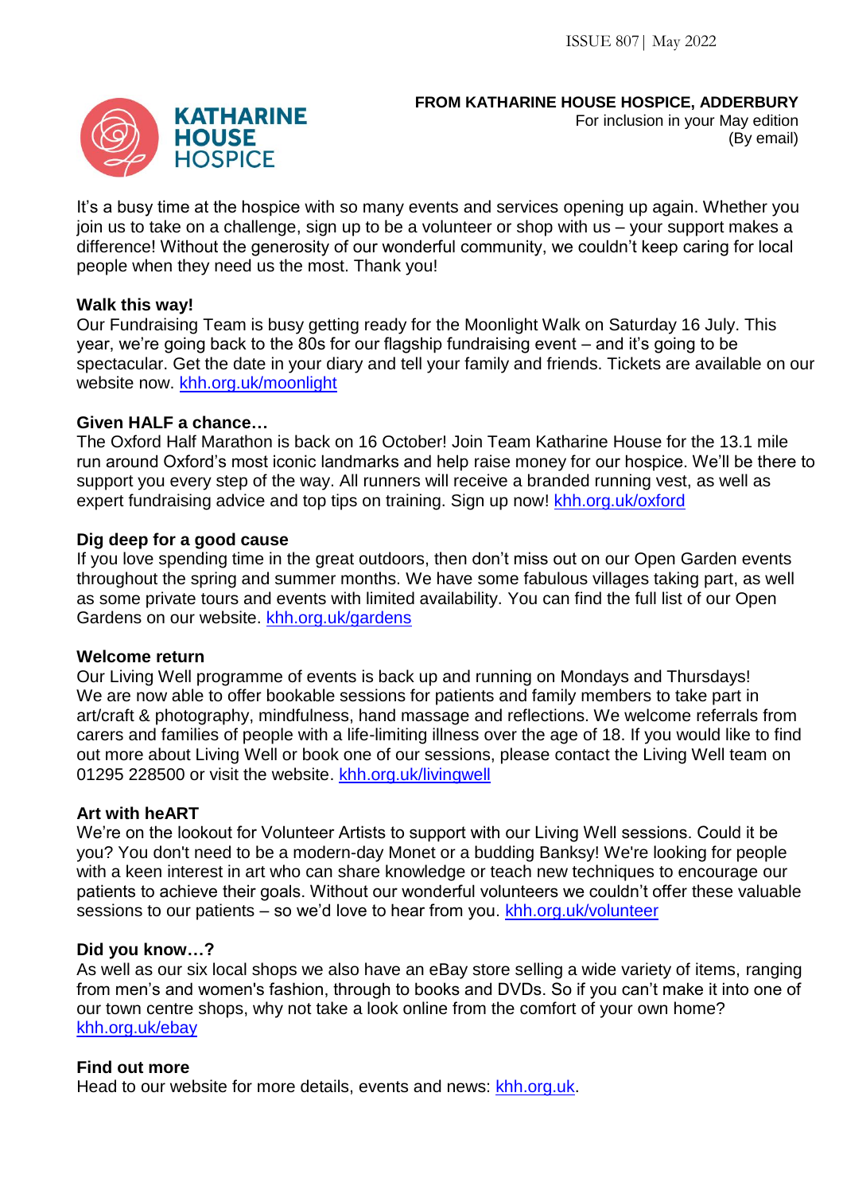**FROM KATHARINE HOUSE HOSPICE, ADDERBURY**
For inclusion in your May edition
(By email)

KATHARINE HOUSE HOSPICE

It's a busy time at the hospice with so many events and services opening up again. Whether you join us to take on a challenge, sign up to be a volunteer or shop with us – your support makes a difference! Without the generosity of our wonderful community, we couldn't keep caring for local people when they need us the most. Thank you!

**Walk this way!**

Our Fundraising Team is busy getting ready for the Moonlight Walk on Saturday 16 July. This year, we're going back to the 80s for our flagship fundraising event – and it's going to be spectacular. Get the date in your diary and tell your family and friends. Tickets are available on our website now. khh.org.uk/moonlight

**Given HALF a chance…**

The Oxford Half Marathon is back on 16 October! Join Team Katharine House for the 13.1 mile run around Oxford's most iconic landmarks and help raise money for our hospice. We'll be there to support you every step of the way. All runners will receive a branded running vest, as well as expert fundraising advice and top tips on training. Sign up now! khh.org.uk/oxford

**Dig deep for a good cause**

If you love spending time in the great outdoors, then don't miss out on our Open Garden events throughout the spring and summer months. We have some fabulous villages taking part, as well as some private tours and events with limited availability. You can find the full list of our Open Gardens on our website. khh.org.uk/gardens

**Welcome return**

Our Living Well programme of events is back up and running on Mondays and Thursdays! We are now able to offer bookable sessions for patients and family members to take part in art/craft & photography, mindfulness, hand massage and reflections. We welcome referrals from carers and families of people with a life-limiting illness over the age of 18. If you would like to find out more about Living Well or book one of our sessions, please contact the Living Well team on 01295 228500 or visit the website. khh.org.uk/livingwell

**Art with heART**

We're on the lookout for Volunteer Artists to support with our Living Well sessions. Could it be you? You don't need to be a modern-day Monet or a budding Banksy! We're looking for people with a keen interest in art who can share knowledge or teach new techniques to encourage our patients to achieve their goals. Without our wonderful volunteers we couldn't offer these valuable sessions to our patients – so we'd love to hear from you. khh.org.uk/volunteer

**Did you know…?**

As well as our six local shops we also have an eBay store selling a wide variety of items, ranging from men's and women's fashion, through to books and DVDs. So if you can't make it into one of our town centre shops, why not take a look online from the comfort of your own home? khh.org.uk/ebay

**Find out more**

Head to our website for more details, events and news: khh.org.uk.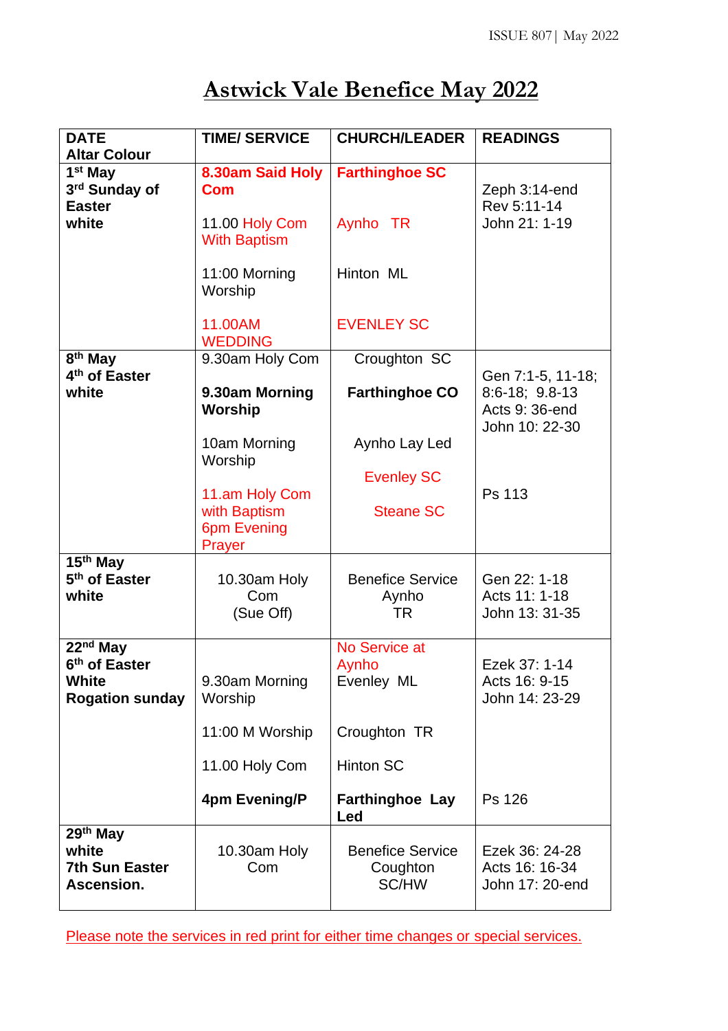# Astwick Vale Benefice May 2022

| DATE Altar Colour | TIME/ SERVICE | CHURCH/LEADER | READINGS |
|---|---|---|---|
| **1st May 3rd Sunday of Easter white** | **8.30am Said Holy Com**<br><br>11.00 Holy Com With Baptism<br><br>11:00 Morning Worship<br><br>11.00AM WEDDING | **Farthinghoe SC**<br><br>Aynho TR<br><br>Hinton ML<br><br>EVENLEY SC | Zeph 3:14-end<br>Rev 5:11-14<br>John 21: 1-19 |
| **8th May 4th of Easter white** | 9.30am Holy Com<br><br>**9.30am Morning Worship**<br><br>10am Morning Worship<br><br>11.am Holy Com with Baptism<br>6pm Evening Prayer | Croughton SC<br><br>**Farthinghoe CO**<br><br>Aynho Lay Led<br><br>Evenley SC<br><br>Steane SC | Gen 7:1-5, 11-18; 8:6-18; 9.8-13<br>Acts 9: 36-end<br>John 10: 22-30<br><br>Ps 113 |
| **15th May 5th of Easter white** | 10.30am Holy Com (Sue Off) | Benefice Service Aynho TR | Gen 22: 1-18<br>Acts 11: 1-18<br>John 13: 31-35 |
| **22nd May 6th of Easter White Rogation sunday** | 9.30am Morning Worship<br><br>11:00 M Worship<br><br>11.00 Holy Com<br><br>**4pm Evening/P** | No Service at Aynho<br>Evenley ML<br><br>Croughton TR<br><br>Hinton SC<br><br>**Farthinghoe Lay Led** | Ezek 37: 1-14<br>Acts 16: 9-15<br>John 14: 23-29<br><br>Ps 126 |
| **29th May white 7th Sun Easter Ascension.** | 10.30am Holy Com | Benefice Service Coughton SC/HW | Ezek 36: 24-28<br>Acts 16: 16-34<br>John 17: 20-end |

Please note the services in red print for either time changes or special services.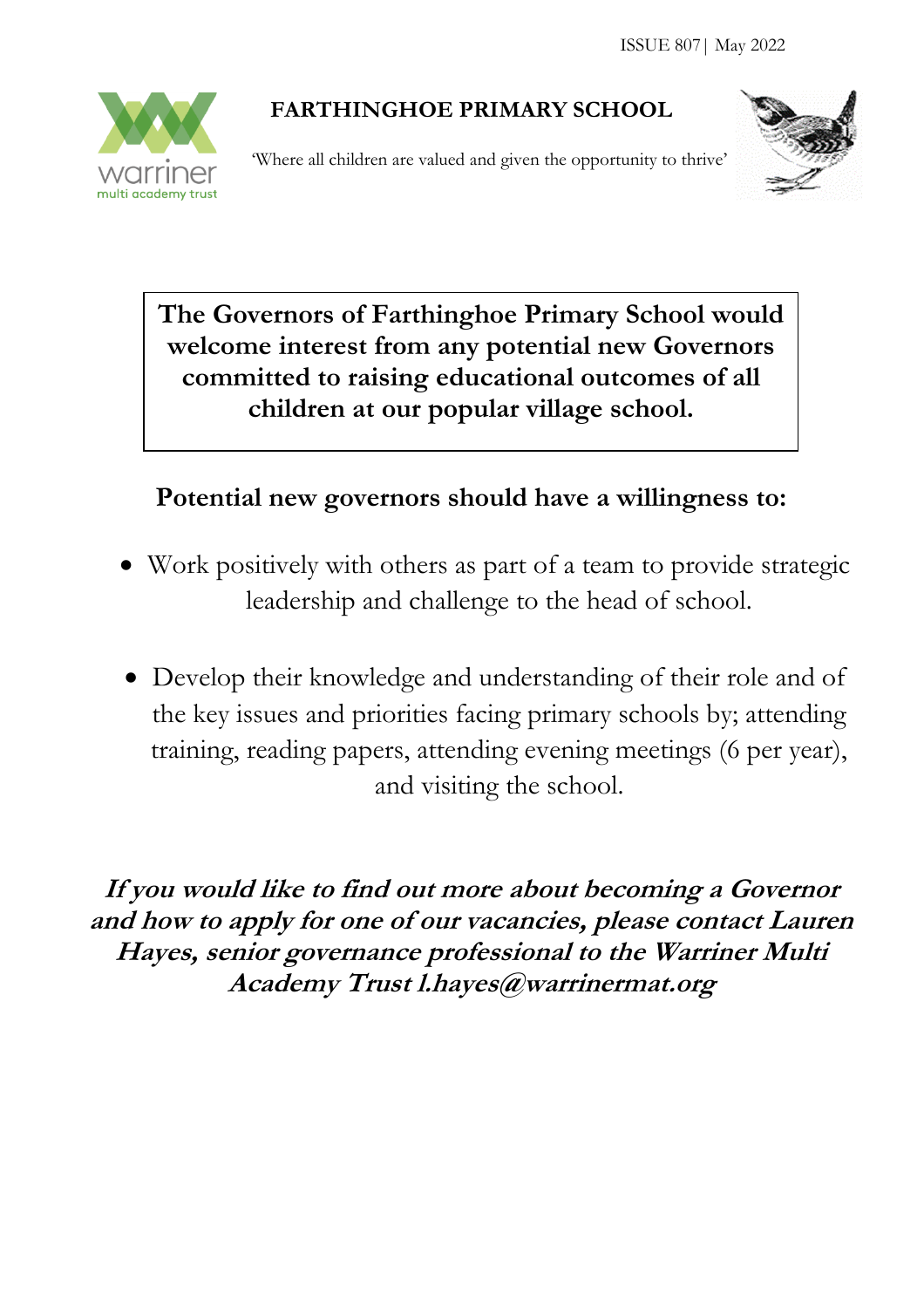# FARTHINGHOE PRIMARY SCHOOL

'Where all children are valued and given the opportunity to thrive'

**The Governors of Farthinghoe Primary School would welcome interest from any potential new Governors committed to raising educational outcomes of all children at our popular village school.**

## Potential new governors should have a willingness to:

- Work positively with others as part of a team to provide strategic leadership and challenge to the head of school.
- Develop their knowledge and understanding of their role and of the key issues and priorities facing primary schools by; attending training, reading papers, attending evening meetings (6 per year), and visiting the school.

***If you would like to find out more about becoming a Governor and how to apply for one of our vacancies, please contact Lauren Hayes, senior governance professional to the Warriner Multi Academy Trust l.hayes@warrinermat.org***